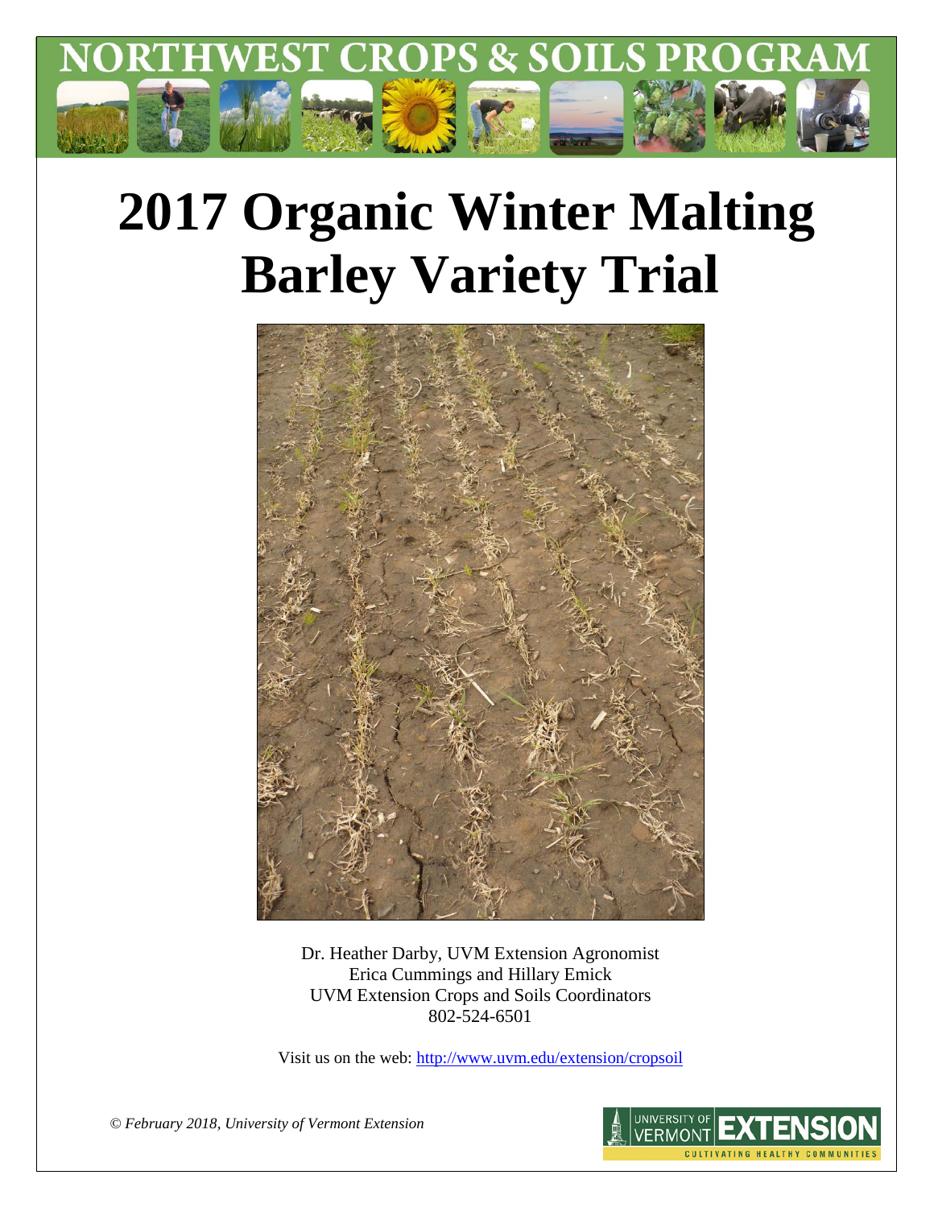NORTHWEST CROPS & SOILS PROGRAM

# 2017 Organic Winter Malting Barley Variety Trial

Dr. Heather Darby, UVM Extension Agronomist
Erica Cummings and Hillary Emick
UVM Extension Crops and Soils Coordinators
802-524-6501

Visit us on the web: http://www.uvm.edu/extension/cropsoil

*© February 2018, University of Vermont Extension*

UNIVERSITY OF VERMONT EXTENSION
CULTIVATING HEALTHY COMMUNITIES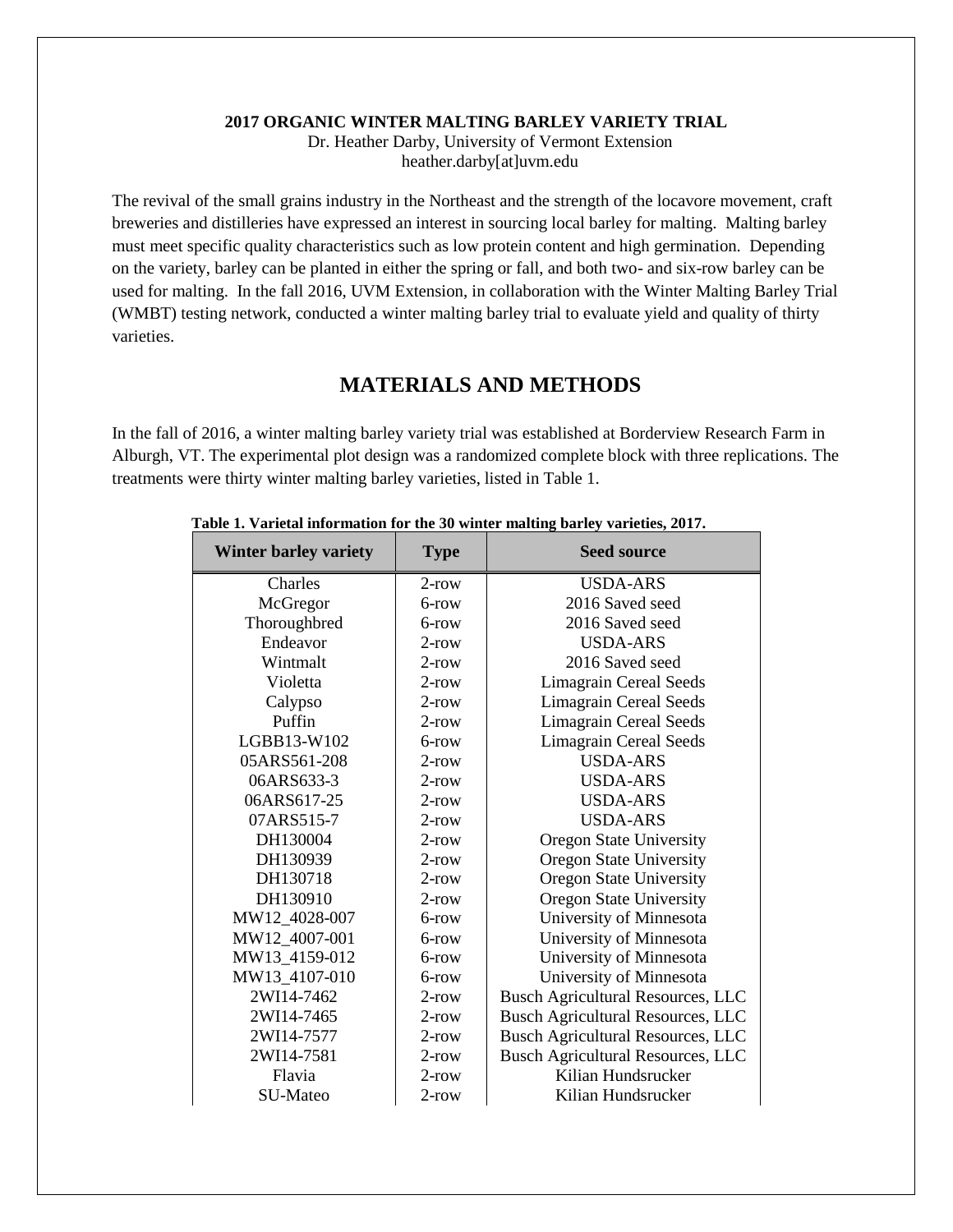**2017 ORGANIC WINTER MALTING BARLEY VARIETY TRIAL**

Dr. Heather Darby, University of Vermont Extension
heather.darby[at]uvm.edu

The revival of the small grains industry in the Northeast and the strength of the locavore movement, craft breweries and distilleries have expressed an interest in sourcing local barley for malting. Malting barley must meet specific quality characteristics such as low protein content and high germination. Depending on the variety, barley can be planted in either the spring or fall, and both two- and six-row barley can be used for malting. In the fall 2016, UVM Extension, in collaboration with the Winter Malting Barley Trial (WMBT) testing network, conducted a winter malting barley trial to evaluate yield and quality of thirty varieties.

## MATERIALS AND METHODS

In the fall of 2016, a winter malting barley variety trial was established at Borderview Research Farm in Alburgh, VT. The experimental plot design was a randomized complete block with three replications. The treatments were thirty winter malting barley varieties, listed in Table 1.

**Table 1. Varietal information for the 30 winter malting barley varieties, 2017.**

| Winter barley variety | Type | Seed source |
|---|---|---|
| Charles | 2-row | USDA-ARS |
| McGregor | 6-row | 2016 Saved seed |
| Thoroughbred | 6-row | 2016 Saved seed |
| Endeavor | 2-row | USDA-ARS |
| Wintmalt | 2-row | 2016 Saved seed |
| Violetta | 2-row | Limagrain Cereal Seeds |
| Calypso | 2-row | Limagrain Cereal Seeds |
| Puffin | 2-row | Limagrain Cereal Seeds |
| LGBB13-W102 | 6-row | Limagrain Cereal Seeds |
| 05ARS561-208 | 2-row | USDA-ARS |
| 06ARS633-3 | 2-row | USDA-ARS |
| 06ARS617-25 | 2-row | USDA-ARS |
| 07ARS515-7 | 2-row | USDA-ARS |
| DH130004 | 2-row | Oregon State University |
| DH130939 | 2-row | Oregon State University |
| DH130718 | 2-row | Oregon State University |
| DH130910 | 2-row | Oregon State University |
| MW12_4028-007 | 6-row | University of Minnesota |
| MW12_4007-001 | 6-row | University of Minnesota |
| MW13_4159-012 | 6-row | University of Minnesota |
| MW13_4107-010 | 6-row | University of Minnesota |
| 2WI14-7462 | 2-row | Busch Agricultural Resources, LLC |
| 2WI14-7465 | 2-row | Busch Agricultural Resources, LLC |
| 2WI14-7577 | 2-row | Busch Agricultural Resources, LLC |
| 2WI14-7581 | 2-row | Busch Agricultural Resources, LLC |
| Flavia | 2-row | Kilian Hundsrucker |
| SU-Mateo | 2-row | Kilian Hundsrucker |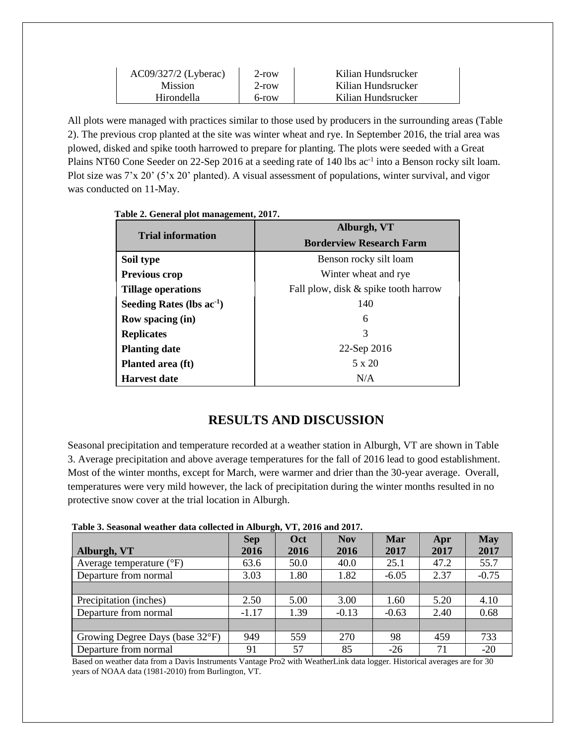| AC09/327/2 (Lyberac) | 2-row | Kilian Hundsrucker |
|---|---|---|
| Mission | 2-row | Kilian Hundsrucker |
| Hirondella | 6-row | Kilian Hundsrucker |

All plots were managed with practices similar to those used by producers in the surrounding areas (Table 2). The previous crop planted at the site was winter wheat and rye. In September 2016, the trial area was plowed, disked and spike tooth harrowed to prepare for planting. The plots were seeded with a Great Plains NT60 Cone Seeder on 22-Sep 2016 at a seeding rate of 140 lbs ac$^{-1}$ into a Benson rocky silt loam. Plot size was 7'x 20' (5'x 20' planted). A visual assessment of populations, winter survival, and vigor was conducted on 11-May.

**Table 2. General plot management, 2017.**

| Trial information | Alburgh, VT Borderview Research Farm |
|---|---|
| **Soil type** | Benson rocky silt loam |
| **Previous crop** | Winter wheat and rye |
| **Tillage operations** | Fall plow, disk & spike tooth harrow |
| **Seeding Rates (lbs ac$^{-1}$)** | 140 |
| **Row spacing (in)** | 6 |
| **Replicates** | 3 |
| **Planting date** | 22-Sep 2016 |
| **Planted area (ft)** | 5 x 20 |
| **Harvest date** | N/A |

## RESULTS AND DISCUSSION

Seasonal precipitation and temperature recorded at a weather station in Alburgh, VT are shown in Table 3. Average precipitation and above average temperatures for the fall of 2016 lead to good establishment. Most of the winter months, except for March, were warmer and drier than the 30-year average. Overall, temperatures were very mild however, the lack of precipitation during the winter months resulted in no protective snow cover at the trial location in Alburgh.

**Table 3. Seasonal weather data collected in Alburgh, VT, 2016 and 2017.**

| Alburgh, VT | Sep 2016 | Oct 2016 | Nov 2016 | Mar 2017 | Apr 2017 | May 2017 |
|---|---|---|---|---|---|---|
| Average temperature (°F) | 63.6 | 50.0 | 40.0 | 25.1 | 47.2 | 55.7 |
| Departure from normal | 3.03 | 1.80 | 1.82 | -6.05 | 2.37 | -0.75 |
| | | | | | | |
| Precipitation (inches) | 2.50 | 5.00 | 3.00 | 1.60 | 5.20 | 4.10 |
| Departure from normal | -1.17 | 1.39 | -0.13 | -0.63 | 2.40 | 0.68 |
| | | | | | | |
| Growing Degree Days (base 32°F) | 949 | 559 | 270 | 98 | 459 | 733 |
| Departure from normal | 91 | 57 | 85 | -26 | 71 | -20 |

Based on weather data from a Davis Instruments Vantage Pro2 with WeatherLink data logger. Historical averages are for 30 years of NOAA data (1981-2010) from Burlington, VT.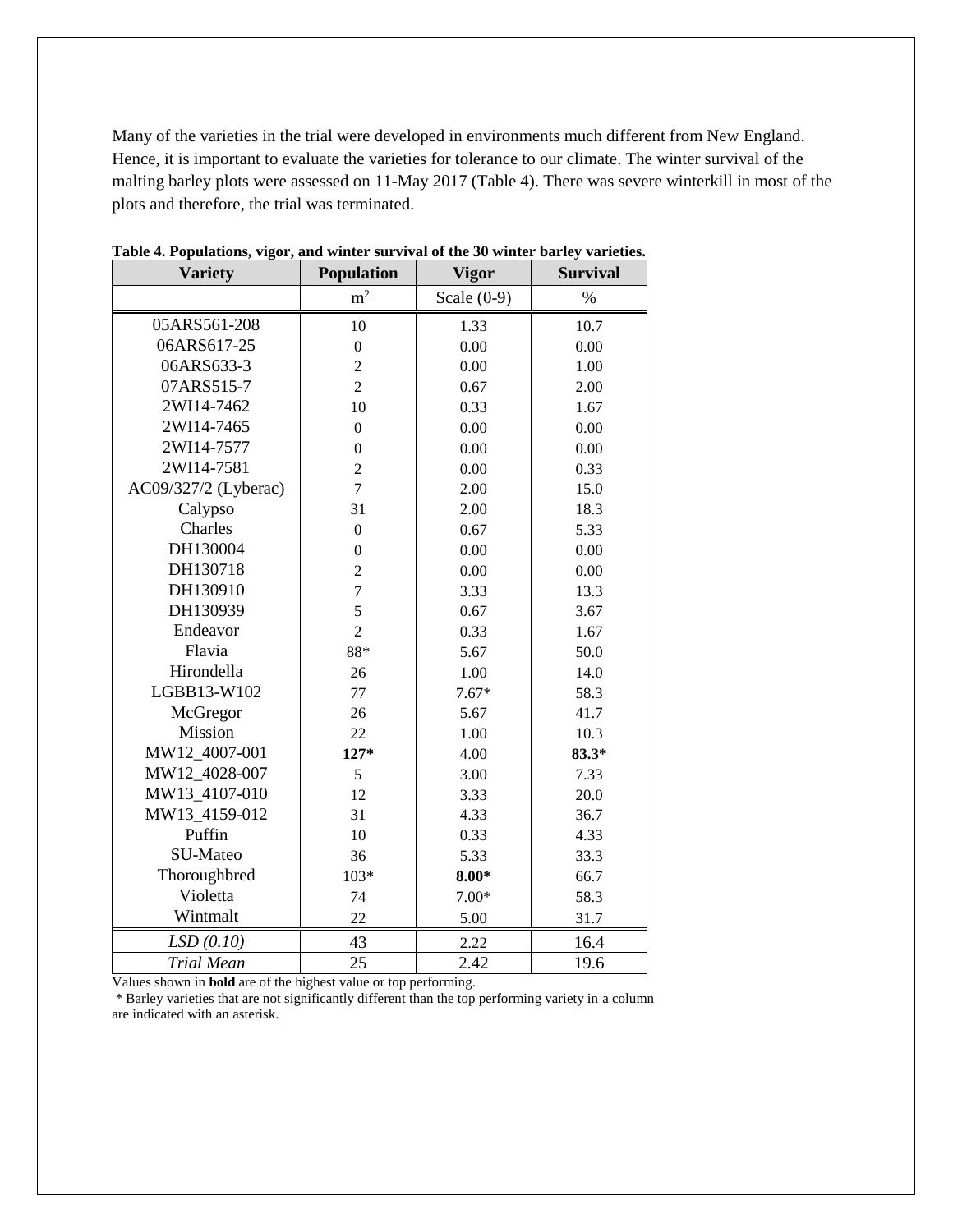Many of the varieties in the trial were developed in environments much different from New England. Hence, it is important to evaluate the varieties for tolerance to our climate. The winter survival of the malting barley plots were assessed on 11-May 2017 (Table 4). There was severe winterkill in most of the plots and therefore, the trial was terminated.

**Table 4. Populations, vigor, and winter survival of the 30 winter barley varieties.**

| Variety | Population | Vigor | Survival |
|---|---|---|---|
| | $m^2$ | Scale (0-9) | % |
| 05ARS561-208 | 10 | 1.33 | 10.7 |
| 06ARS617-25 | 0 | 0.00 | 0.00 |
| 06ARS633-3 | 2 | 0.00 | 1.00 |
| 07ARS515-7 | 2 | 0.67 | 2.00 |
| 2WI14-7462 | 10 | 0.33 | 1.67 |
| 2WI14-7465 | 0 | 0.00 | 0.00 |
| 2WI14-7577 | 0 | 0.00 | 0.00 |
| 2WI14-7581 | 2 | 0.00 | 0.33 |
| AC09/327/2 (Lyberac) | 7 | 2.00 | 15.0 |
| Calypso | 31 | 2.00 | 18.3 |
| Charles | 0 | 0.67 | 5.33 |
| DH130004 | 0 | 0.00 | 0.00 |
| DH130718 | 2 | 0.00 | 0.00 |
| DH130910 | 7 | 3.33 | 13.3 |
| DH130939 | 5 | 0.67 | 3.67 |
| Endeavor | 2 | 0.33 | 1.67 |
| Flavia | 88* | 5.67 | 50.0 |
| Hirondella | 26 | 1.00 | 14.0 |
| LGBB13-W102 | 77 | 7.67* | 58.3 |
| McGregor | 26 | 5.67 | 41.7 |
| Mission | 22 | 1.00 | 10.3 |
| MW12_4007-001 | **127*** | 4.00 | **83.3*** |
| MW12_4028-007 | 5 | 3.00 | 7.33 |
| MW13_4107-010 | 12 | 3.33 | 20.0 |
| MW13_4159-012 | 31 | 4.33 | 36.7 |
| Puffin | 10 | 0.33 | 4.33 |
| SU-Mateo | 36 | 5.33 | 33.3 |
| Thoroughbred | 103* | **8.00*** | 66.7 |
| Violetta | 74 | 7.00* | 58.3 |
| Wintmalt | 22 | 5.00 | 31.7 |
| *LSD (0.10)* | 43 | 2.22 | 16.4 |
| *Trial Mean* | 25 | 2.42 | 19.6 |

Values shown in **bold** are of the highest value or top performing.

\* Barley varieties that are not significantly different than the top performing variety in a column are indicated with an asterisk.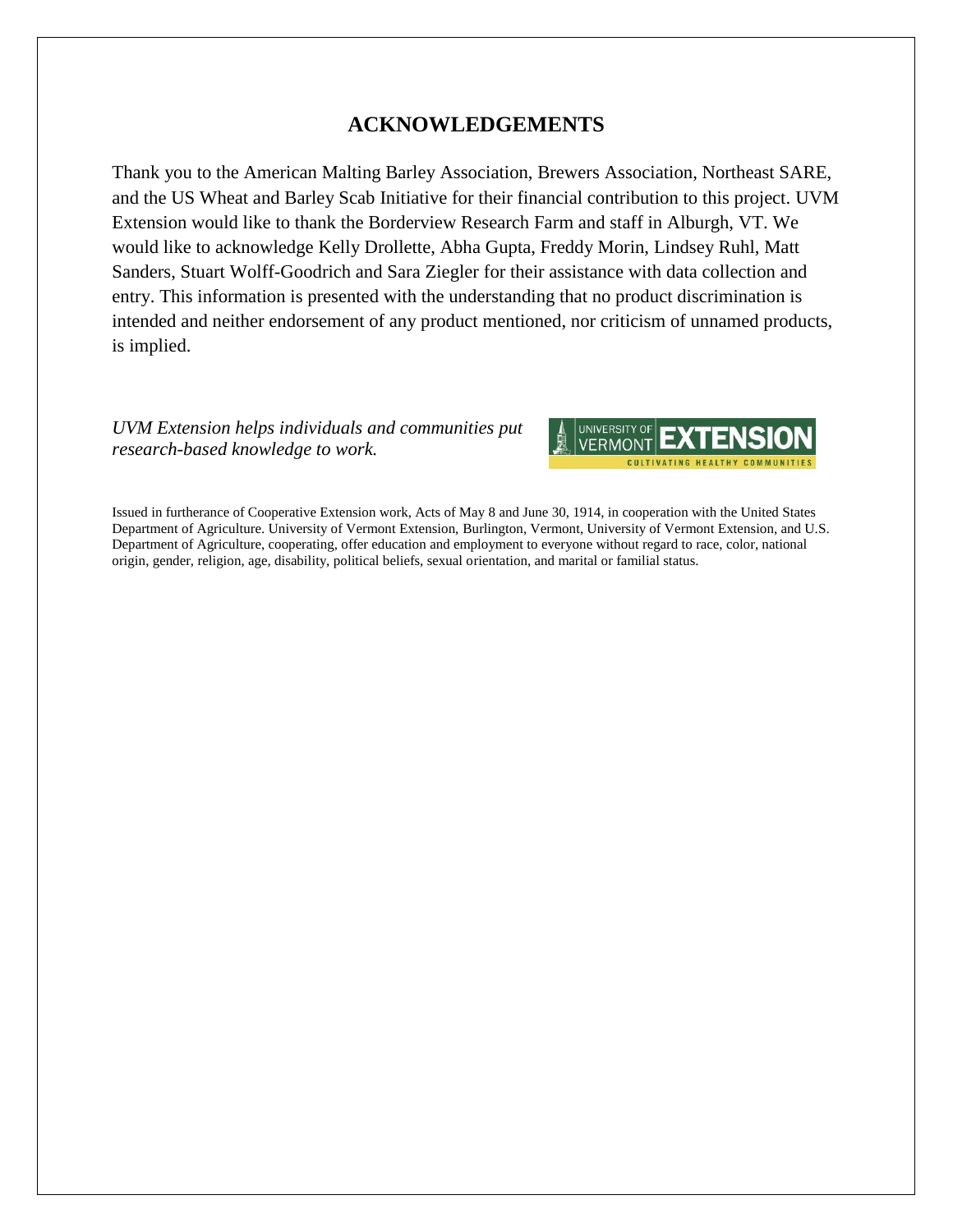## ACKNOWLEDGEMENTS

Thank you to the American Malting Barley Association, Brewers Association, Northeast SARE, and the US Wheat and Barley Scab Initiative for their financial contribution to this project. UVM Extension would like to thank the Borderview Research Farm and staff in Alburgh, VT. We would like to acknowledge Kelly Drollette, Abha Gupta, Freddy Morin, Lindsey Ruhl, Matt Sanders, Stuart Wolff-Goodrich and Sara Ziegler for their assistance with data collection and entry. This information is presented with the understanding that no product discrimination is intended and neither endorsement of any product mentioned, nor criticism of unnamed products, is implied.

*UVM Extension helps individuals and communities put research-based knowledge to work.*

UNIVERSITY OF VERMONT EXTENSION
CULTIVATING HEALTHY COMMUNITIES

Issued in furtherance of Cooperative Extension work, Acts of May 8 and June 30, 1914, in cooperation with the United States Department of Agriculture. University of Vermont Extension, Burlington, Vermont, University of Vermont Extension, and U.S. Department of Agriculture, cooperating, offer education and employment to everyone without regard to race, color, national origin, gender, religion, age, disability, political beliefs, sexual orientation, and marital or familial status.